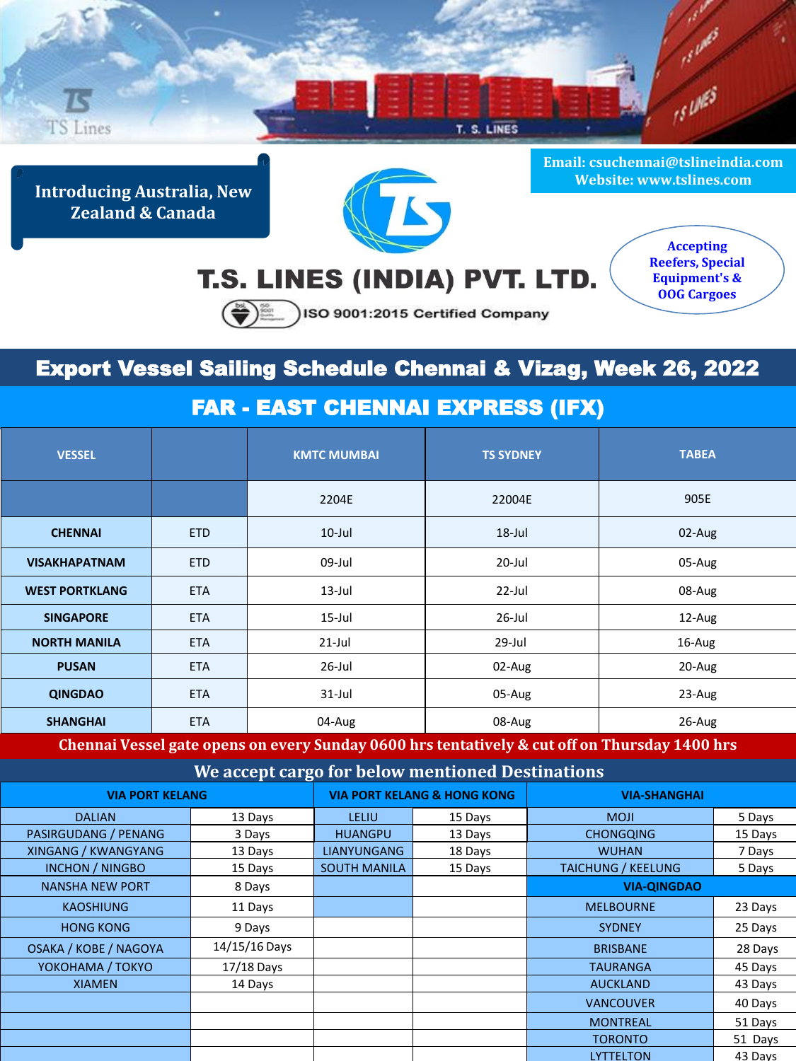Introducing Australia, New Zealand & Canada

Email: csuchennai@tslineindia.com
Website: www.tslines.com

# T.S. LINES (INDIA) PVT. LTD.

ISO 9001:2015 Certified Company

Accepting Reefers, Special Equipment's & OOG Cargoes

## Export Vessel Sailing Schedule Chennai & Vizag, Week 26, 2022

### FAR - EAST CHENNAI EXPRESS (IFX)

| VESSEL | | KMTC MUMBAI | TS SYDNEY | TABEA |
|---|---|---|---|---|
| | | 2204E | 22004E | 905E |
| CHENNAI | ETD | 10-Jul | 18-Jul | 02-Aug |
| VISAKHAPATNAM | ETD | 09-Jul | 20-Jul | 05-Aug |
| WEST PORTKLANG | ETA | 13-Jul | 22-Jul | 08-Aug |
| SINGAPORE | ETA | 15-Jul | 26-Jul | 12-Aug |
| NORTH MANILA | ETA | 21-Jul | 29-Jul | 16-Aug |
| PUSAN | ETA | 26-Jul | 02-Aug | 20-Aug |
| QINGDAO | ETA | 31-Jul | 05-Aug | 23-Aug |
| SHANGHAI | ETA | 04-Aug | 08-Aug | 26-Aug |

**Chennai Vessel gate opens on every Sunday 0600 hrs tentatively & cut off on Thursday 1400 hrs**

### We accept cargo for below mentioned Destinations

| VIA PORT KELANG | | VIA PORT KELANG & HONG KONG | | VIA-SHANGHAI | |
|---|---|---|---|---|---|
| DALIAN | 13 Days | LELIU | 15 Days | MOJI | 5 Days |
| PASIRGUDANG / PENANG | 3 Days | HUANGPU | 13 Days | CHONGQING | 15 Days |
| XINGANG / KWANGYANG | 13 Days | LIANYUNGANG | 18 Days | WUHAN | 7 Days |
| INCHON / NINGBO | 15 Days | SOUTH MANILA | 15 Days | TAICHUNG / KEELUNG | 5 Days |
| NANSHA NEW PORT | 8 Days | | | **VIA-QINGDAO** | |
| KAOSHIUNG | 11 Days | | | MELBOURNE | 23 Days |
| HONG KONG | 9 Days | | | SYDNEY | 25 Days |
| OSAKA / KOBE / NAGOYA | 14/15/16 Days | | | BRISBANE | 28 Days |
| YOKOHAMA / TOKYO | 17/18 Days | | | TAURANGA | 45 Days |
| XIAMEN | 14 Days | | | AUCKLAND | 43 Days |
| | | | | VANCOUVER | 40 Days |
| | | | | MONTREAL | 51 Days |
| | | | | TORONTO | 51 Days |
| | | | | LYTTELTON | 43 Days |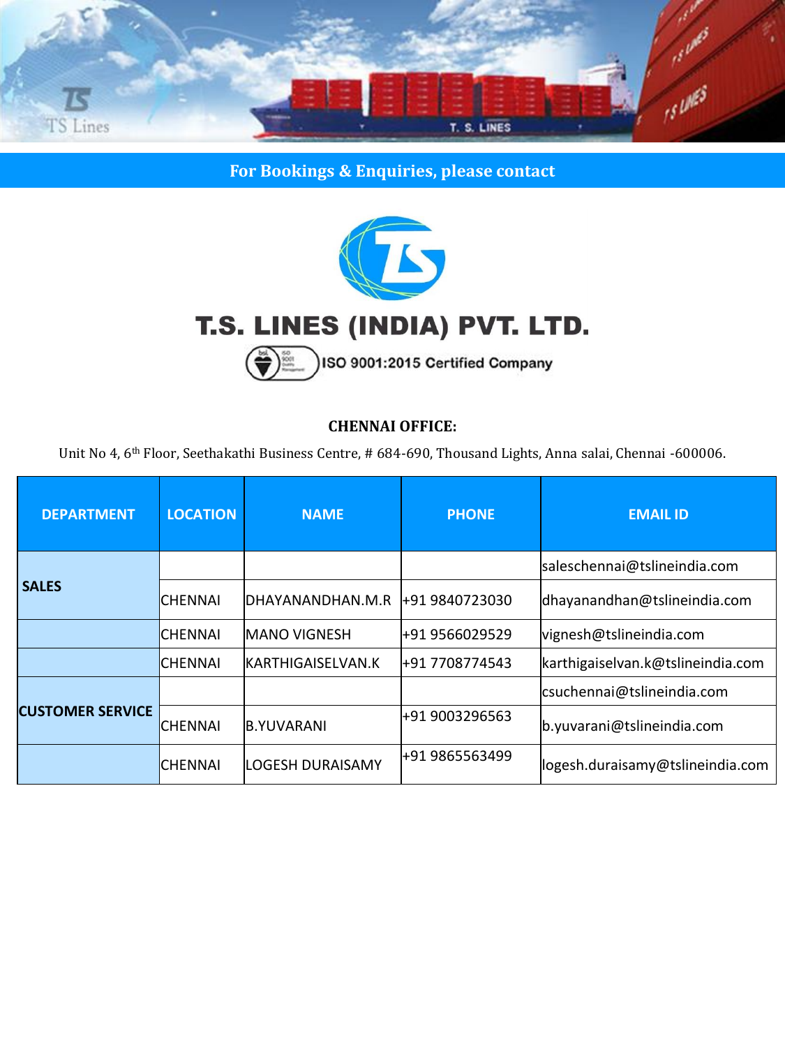**For Bookings & Enquiries, please contact**

# T.S. LINES (INDIA) PVT. LTD.

ISO 9001:2015 Certified Company

**CHENNAI OFFICE:**

Unit No 4, 6th Floor, Seethakathi Business Centre, # 684-690, Thousand Lights, Anna salai, Chennai -600006.

| DEPARTMENT | LOCATION | NAME | PHONE | EMAIL ID |
|---|---|---|---|---|
| SALES | | | | saleschennai@tslineindia.com |
| | CHENNAI | DHAYANANDHAN.M.R | +91 9840723030 | dhayanandhan@tslineindia.com |
| | CHENNAI | MANO VIGNESH | +91 9566029529 | vignesh@tslineindia.com |
| | CHENNAI | KARTHIGAISELVAN.K | +91 7708774543 | karthigaiselvan.k@tslineindia.com |
| CUSTOMER SERVICE | | | | csuchennai@tslineindia.com |
| | CHENNAI | B.YUVARANI | +91 9003296563 | b.yuvarani@tslineindia.com |
| | CHENNAI | LOGESH DURAISAMY | +91 9865563499 | logesh.duraisamy@tslineindia.com |